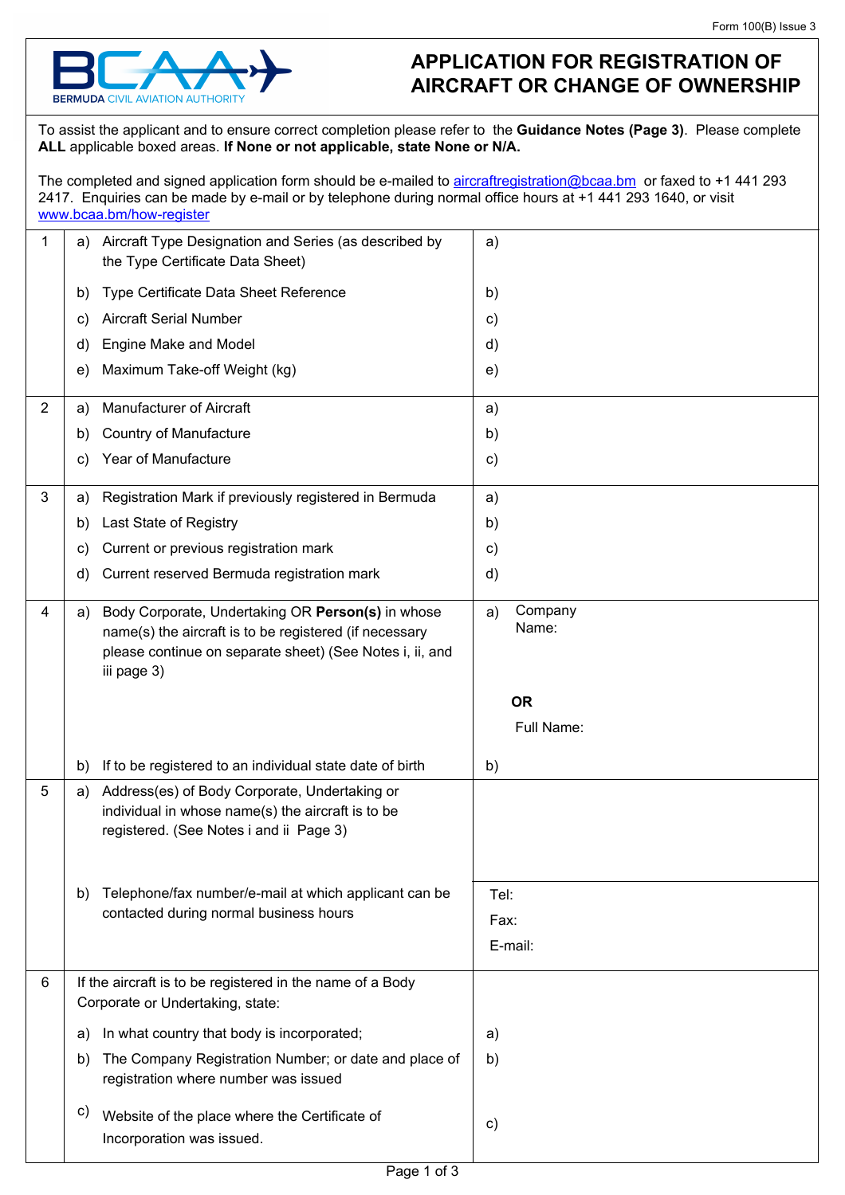Form 100(B) Issue 3

BERMUDA CIVIL AVIATION AUTHORITY

# APPLICATION FOR REGISTRATION OF AIRCRAFT OR CHANGE OF OWNERSHIP

To assist the applicant and to ensure correct completion please refer to the **Guidance Notes (Page 3)**. Please complete **ALL** applicable boxed areas. **If None or not applicable, state None or N/A.**

The completed and signed application form should be e-mailed to aircraftregistration@bcaa.bm or faxed to +1 441 293 2417. Enquiries can be made by e-mail or by telephone during normal office hours at +1 441 293 1640, or visit www.bcaa.bm/how-register

| | | |
|---|---|---|
| 1 | a) Aircraft Type Designation and Series (as described by the Type Certificate Data Sheet) | a) |
| | b) Type Certificate Data Sheet Reference | b) |
| | c) Aircraft Serial Number | c) |
| | d) Engine Make and Model | d) |
| | e) Maximum Take-off Weight (kg) | e) |
| 2 | a) Manufacturer of Aircraft | a) |
| | b) Country of Manufacture | b) |
| | c) Year of Manufacture | c) |
| 3 | a) Registration Mark if previously registered in Bermuda | a) |
| | b) Last State of Registry | b) |
| | c) Current or previous registration mark | c) |
| | d) Current reserved Bermuda registration mark | d) |
| 4 | a) Body Corporate, Undertaking OR **Person(s)** in whose name(s) the aircraft is to be registered (if necessary please continue on separate sheet) (See Notes i, ii, and iii page 3) | a) Company Name: <br><br> **OR** <br><br> Full Name: |
| | b) If to be registered to an individual state date of birth | b) |
| 5 | a) Address(es) of Body Corporate, Undertaking or individual in whose name(s) the aircraft is to be registered. (See Notes i and ii Page 3) | |
| | b) Telephone/fax number/e-mail at which applicant can be contacted during normal business hours | Tel: <br> Fax: <br> E-mail: |
| 6 | If the aircraft is to be registered in the name of a Body Corporate or Undertaking, state: | |
| | a) In what country that body is incorporated; | a) |
| | b) The Company Registration Number; or date and place of registration where number was issued | b) |
| | c) Website of the place where the Certificate of Incorporation was issued. | c) |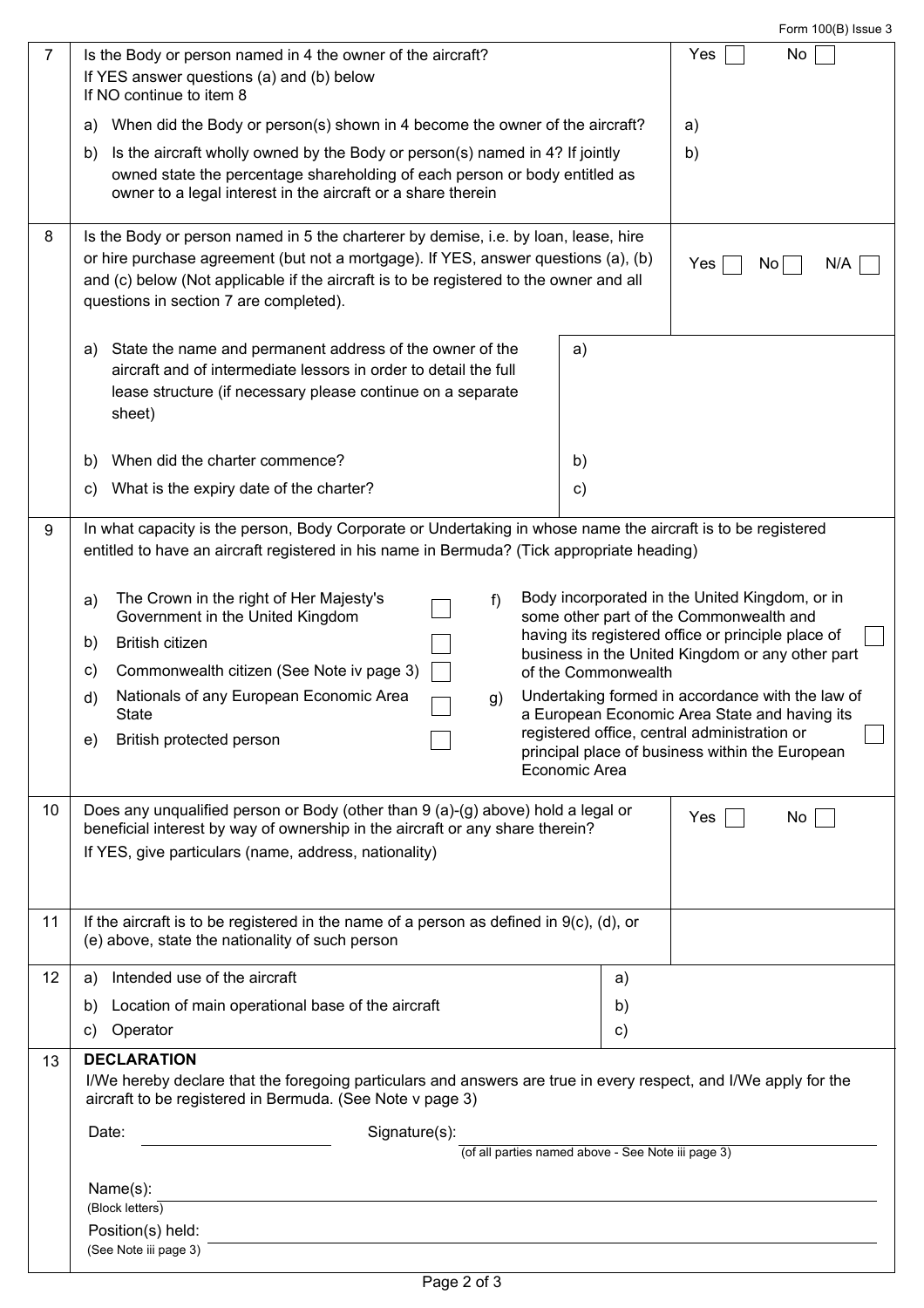Form 100(B) Issue 3

| | | |
|---|---|---|
| 7 | Is the Body or person named in 4 the owner of the aircraft?<br>If YES answer questions (a) and (b) below<br>If NO continue to item 8<br><br>a) When did the Body or person(s) shown in 4 become the owner of the aircraft?<br><br>b) Is the aircraft wholly owned by the Body or person(s) named in 4? If jointly owned state the percentage shareholding of each person or body entitled as owner to a legal interest in the aircraft or a share therein | Yes ☐ No ☐<br><br>a)<br><br>b) |
| 8 | Is the Body or person named in 5 the charterer by demise, i.e. by loan, lease, hire or hire purchase agreement (but not a mortgage). If YES, answer questions (a), (b) and (c) below (Not applicable if the aircraft is to be registered to the owner and all questions in section 7 are completed).<br><br>a) State the name and permanent address of the owner of the aircraft and of intermediate lessors in order to detail the full lease structure (if necessary please continue on a separate sheet) — a)<br><br>b) When did the charter commence? — b)<br><br>c) What is the expiry date of the charter? — c) | Yes ☐ No ☐ N/A ☐ |
| 9 | In what capacity is the person, Body Corporate or Undertaking in whose name the aircraft is to be registered entitled to have an aircraft registered in his name in Bermuda? (Tick appropriate heading)<br><br>a) The Crown in the right of Her Majesty's Government in the United Kingdom ☐<br>b) British citizen ☐<br>c) Commonwealth citizen (See Note iv page 3) ☐<br>d) Nationals of any European Economic Area State ☐<br>e) British protected person ☐<br>f) Body incorporated in the United Kingdom, or in some other part of the Commonwealth and having its registered office or principle place of business in the United Kingdom or any other part of the Commonwealth ☐<br>g) Undertaking formed in accordance with the law of a European Economic Area State and having its registered office, central administration or principal place of business within the European Economic Area ☐ | |
| 10 | Does any unqualified person or Body (other than 9 (a)-(g) above) hold a legal or beneficial interest by way of ownership in the aircraft or any share therein?<br>If YES, give particulars (name, address, nationality) | Yes ☐ No ☐ |
| 11 | If the aircraft is to be registered in the name of a person as defined in 9(c), (d), or (e) above, state the nationality of such person | |
| 12 | a) Intended use of the aircraft — a)<br>b) Location of main operational base of the aircraft — b)<br>c) Operator — c) | |
| 13 | **DECLARATION**<br>I/We hereby declare that the foregoing particulars and answers are true in every respect, and I/We apply for the aircraft to be registered in Bermuda. (See Note v page 3)<br><br>Date: ____________ Signature(s): ____________<br>(of all parties named above - See Note iii page 3)<br><br>Name(s): ____________<br>(Block letters)<br>Position(s) held: ____________<br>(See Note iii page 3) | |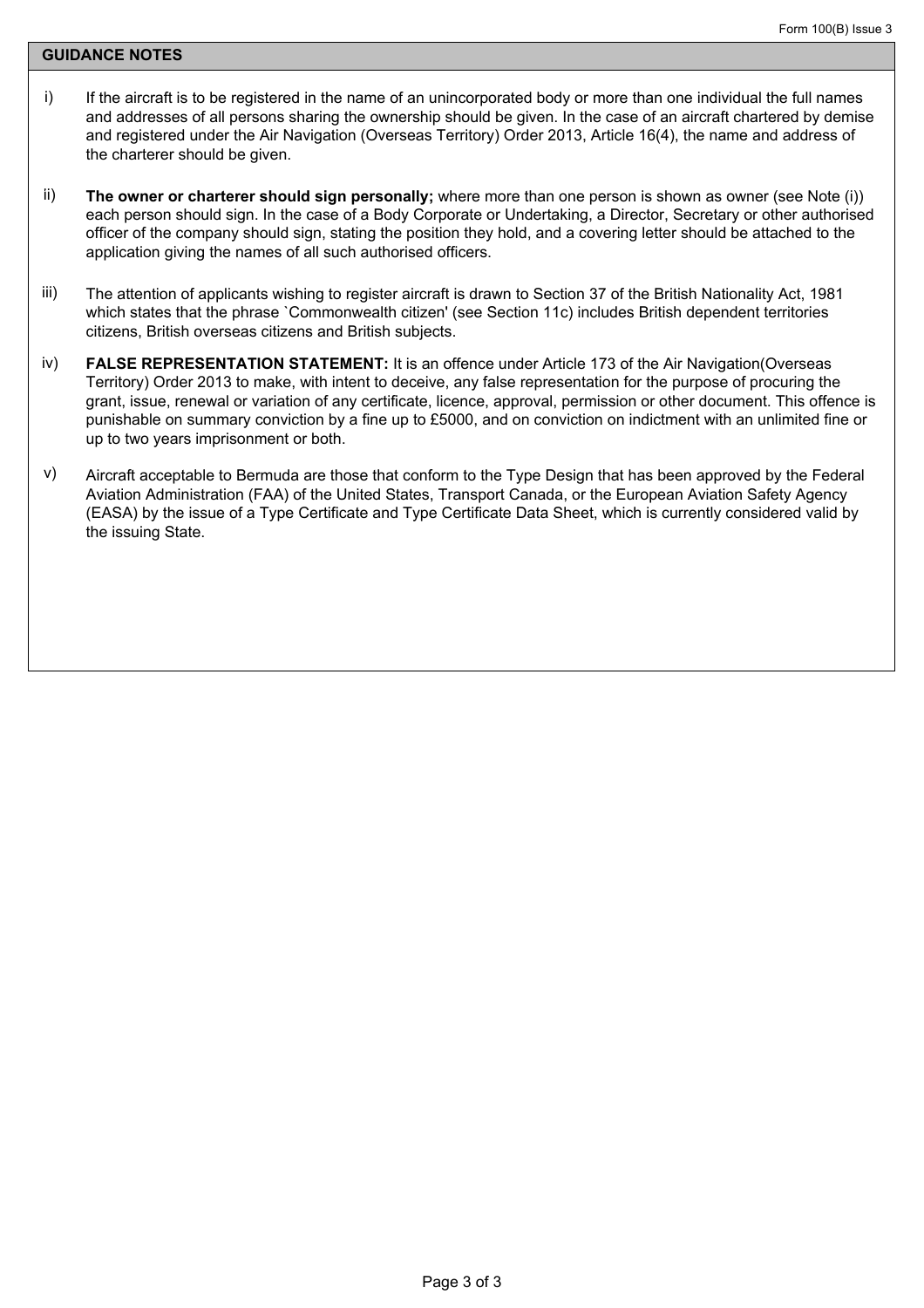## GUIDANCE NOTES

i) If the aircraft is to be registered in the name of an unincorporated body or more than one individual the full names and addresses of all persons sharing the ownership should be given. In the case of an aircraft chartered by demise and registered under the Air Navigation (Overseas Territory) Order 2013, Article 16(4), the name and address of the charterer should be given.

ii) **The owner or charterer should sign personally;** where more than one person is shown as owner (see Note (i)) each person should sign. In the case of a Body Corporate or Undertaking, a Director, Secretary or other authorised officer of the company should sign, stating the position they hold, and a covering letter should be attached to the application giving the names of all such authorised officers.

iii) The attention of applicants wishing to register aircraft is drawn to Section 37 of the British Nationality Act, 1981 which states that the phrase `Commonwealth citizen' (see Section 11c) includes British dependent territories citizens, British overseas citizens and British subjects.

iv) **FALSE REPRESENTATION STATEMENT:** It is an offence under Article 173 of the Air Navigation(Overseas Territory) Order 2013 to make, with intent to deceive, any false representation for the purpose of procuring the grant, issue, renewal or variation of any certificate, licence, approval, permission or other document. This offence is punishable on summary conviction by a fine up to £5000, and on conviction on indictment with an unlimited fine or up to two years imprisonment or both.

v) Aircraft acceptable to Bermuda are those that conform to the Type Design that has been approved by the Federal Aviation Administration (FAA) of the United States, Transport Canada, or the European Aviation Safety Agency (EASA) by the issue of a Type Certificate and Type Certificate Data Sheet, which is currently considered valid by the issuing State.